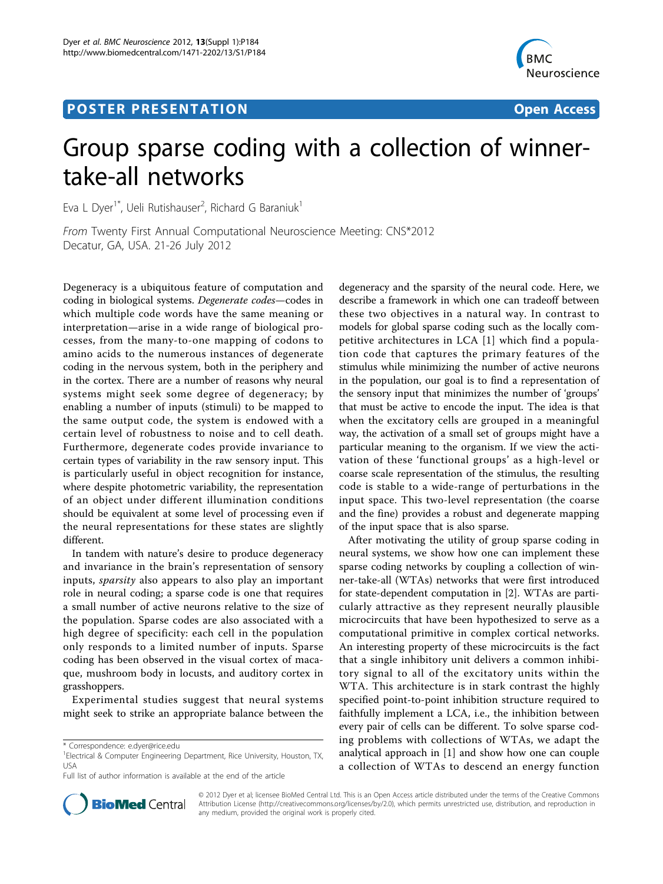POSTER PRESENTATION Open Access

# Group sparse coding with a collection of winner-take-all networks

Eva L Dyer[1*], Ueli Rutishauser[2], Richard G Baraniuk[1]

*From* Twenty First Annual Computational Neuroscience Meeting: CNS*2012
Decatur, GA, USA. 21-26 July 2012

Degeneracy is a ubiquitous feature of computation and coding in biological systems. *Degenerate codes*—codes in which multiple code words have the same meaning or interpretation—arise in a wide range of biological processes, from the many-to-one mapping of codons to amino acids to the numerous instances of degenerate coding in the nervous system, both in the periphery and in the cortex. There are a number of reasons why neural systems might seek some degree of degeneracy; by enabling a number of inputs (stimuli) to be mapped to the same output code, the system is endowed with a certain level of robustness to noise and to cell death. Furthermore, degenerate codes provide invariance to certain types of variability in the raw sensory input. This is particularly useful in object recognition for instance, where despite photometric variability, the representation of an object under different illumination conditions should be equivalent at some level of processing even if the neural representations for these states are slightly different.

In tandem with nature's desire to produce degeneracy and invariance in the brain's representation of sensory inputs, *sparsity* also appears to also play an important role in neural coding; a sparse code is one that requires a small number of active neurons relative to the size of the population. Sparse codes are also associated with a high degree of specificity: each cell in the population only responds to a limited number of inputs. Sparse coding has been observed in the visual cortex of macaque, mushroom body in locusts, and auditory cortex in grasshoppers.

Experimental studies suggest that neural systems might seek to strike an appropriate balance between the degeneracy and the sparsity of the neural code. Here, we describe a framework in which one can tradeoff between these two objectives in a natural way. In contrast to models for global sparse coding such as the locally competitive architectures in LCA [1] which find a population code that captures the primary features of the stimulus while minimizing the number of active neurons in the population, our goal is to find a representation of the sensory input that minimizes the number of 'groups' that must be active to encode the input. The idea is that when the excitatory cells are grouped in a meaningful way, the activation of a small set of groups might have a particular meaning to the organism. If we view the activation of these 'functional groups' as a high-level or coarse scale representation of the stimulus, the resulting code is stable to a wide-range of perturbations in the input space. This two-level representation (the coarse and the fine) provides a robust and degenerate mapping of the input space that is also sparse.

After motivating the utility of group sparse coding in neural systems, we show how one can implement these sparse coding networks by coupling a collection of winner-take-all (WTAs) networks that were first introduced for state-dependent computation in [2]. WTAs are particularly attractive as they represent neurally plausible microcircuits that have been hypothesized to serve as a computational primitive in complex cortical networks. An interesting property of these microcircuits is the fact that a single inhibitory unit delivers a common inhibitory signal to all of the excitatory units within the WTA. This architecture is in stark contrast the highly specified point-to-point inhibition structure required to faithfully implement a LCA, i.e., the inhibition between every pair of cells can be different. To solve sparse coding problems with collections of WTAs, we adapt the analytical approach in [1] and show how one can couple a collection of WTAs to descend an energy function

\* Correspondence: e.dyer@rice.edu
[1]Electrical & Computer Engineering Department, Rice University, Houston, TX, USA
Full list of author information is available at the end of the article

© 2012 Dyer et al; licensee BioMed Central Ltd. This is an Open Access article distributed under the terms of the Creative Commons Attribution License (http://creativecommons.org/licenses/by/2.0), which permits unrestricted use, distribution, and reproduction in any medium, provided the original work is properly cited.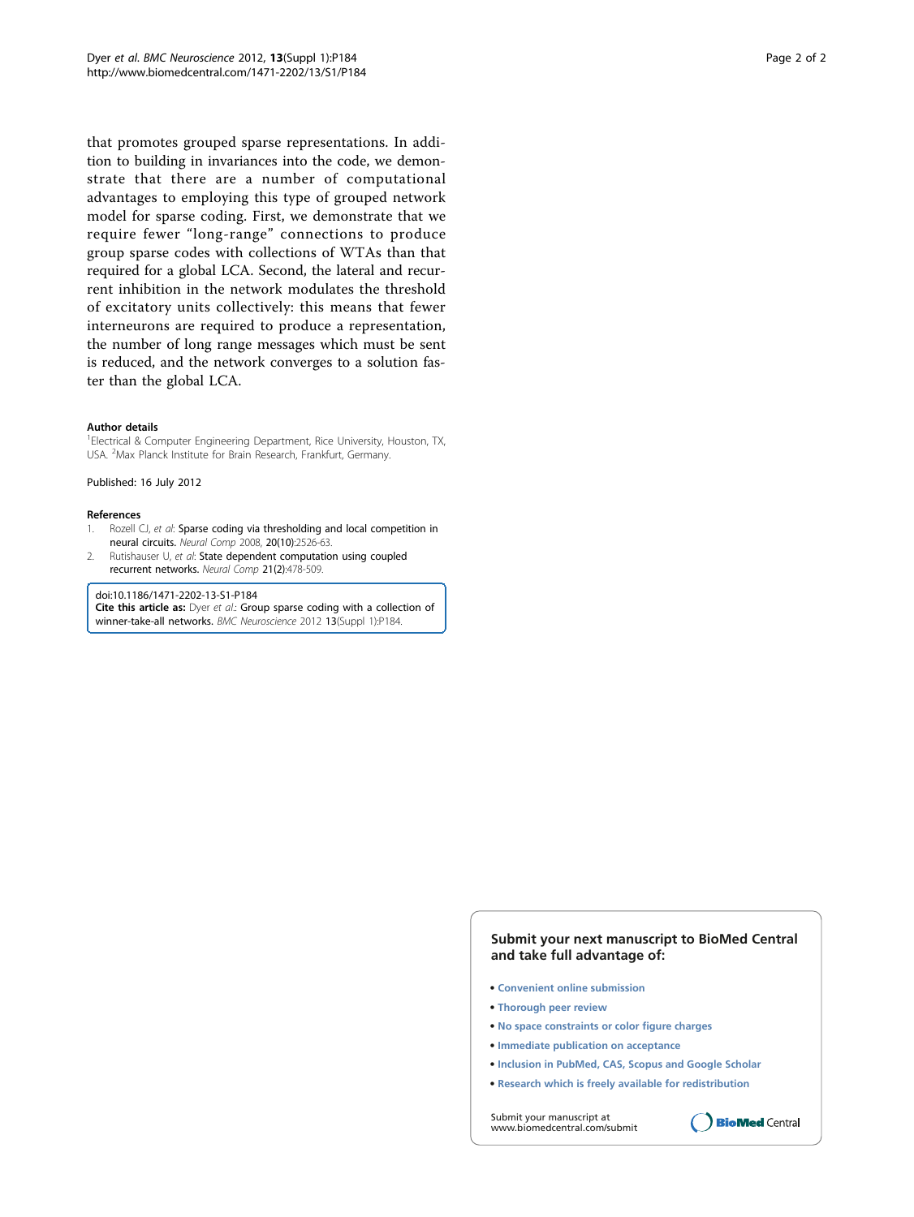that promotes grouped sparse representations. In addition to building in invariances into the code, we demonstrate that there are a number of computational advantages to employing this type of grouped network model for sparse coding. First, we demonstrate that we require fewer "long-range" connections to produce group sparse codes with collections of WTAs than that required for a global LCA. Second, the lateral and recurrent inhibition in the network modulates the threshold of excitatory units collectively: this means that fewer interneurons are required to produce a representation, the number of long range messages which must be sent is reduced, and the network converges to a solution faster than the global LCA.

#### Author details

[1]Electrical & Computer Engineering Department, Rice University, Houston, TX, USA. [2]Max Planck Institute for Brain Research, Frankfurt, Germany.

Published: 16 July 2012

#### References

1. Rozell CJ, *et al*: **Sparse coding via thresholding and local competition in neural circuits.** *Neural Comp* 2008, **20(10)**:2526-63.
2. Rutishauser U, *et al*: **State dependent computation using coupled recurrent networks.** *Neural Comp* **21(2)**:478-509.

doi:10.1186/1471-2202-13-S1-P184
**Cite this article as:** Dyer *et al.*: Group sparse coding with a collection of winner-take-all networks. *BMC Neuroscience* 2012 **13**(Suppl 1):P184.

**Submit your next manuscript to BioMed Central and take full advantage of:**

- Convenient online submission
- Thorough peer review
- No space constraints or color figure charges
- Immediate publication on acceptance
- Inclusion in PubMed, CAS, Scopus and Google Scholar
- Research which is freely available for redistribution

Submit your manuscript at www.biomedcentral.com/submit

BioMed Central